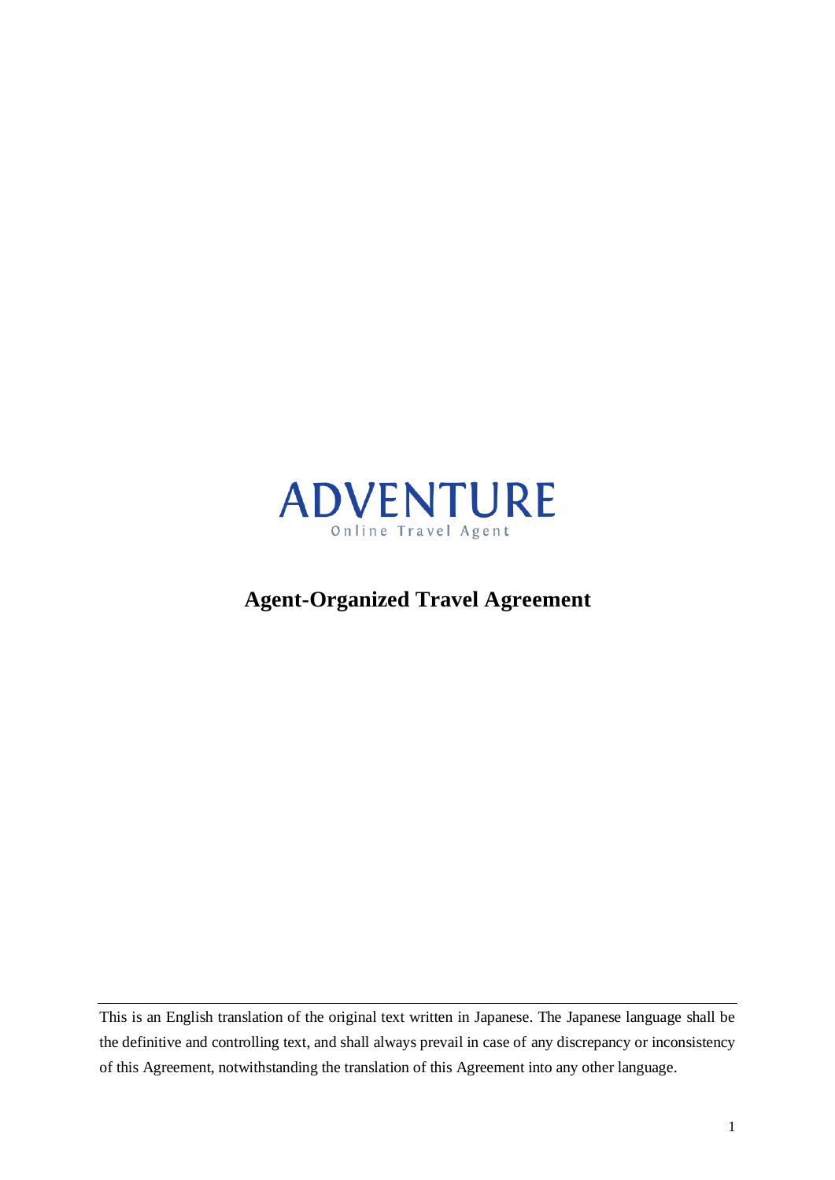ADVENTURE

Online Travel Agent

# Agent-Organized Travel Agreement

This is an English translation of the original text written in Japanese. The Japanese language shall be the definitive and controlling text, and shall always prevail in case of any discrepancy or inconsistency of this Agreement, notwithstanding the translation of this Agreement into any other language.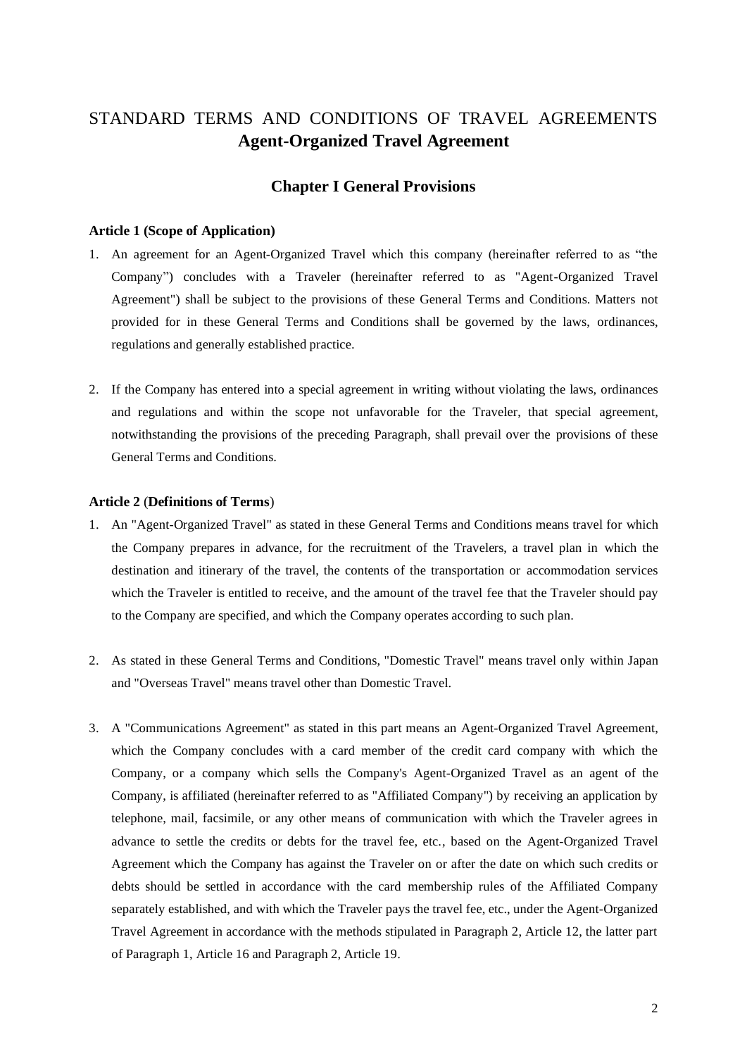# STANDARD TERMS AND CONDITIONS OF TRAVEL AGREEMENTS
## Agent-Organized Travel Agreement

## Chapter I General Provisions

### Article 1 (Scope of Application)

1. An agreement for an Agent-Organized Travel which this company (hereinafter referred to as "the Company") concludes with a Traveler (hereinafter referred to as "Agent-Organized Travel Agreement") shall be subject to the provisions of these General Terms and Conditions. Matters not provided for in these General Terms and Conditions shall be governed by the laws, ordinances, regulations and generally established practice.

2. If the Company has entered into a special agreement in writing without violating the laws, ordinances and regulations and within the scope not unfavorable for the Traveler, that special agreement, notwithstanding the provisions of the preceding Paragraph, shall prevail over the provisions of these General Terms and Conditions.

### Article 2 (Definitions of Terms)

1. An "Agent-Organized Travel" as stated in these General Terms and Conditions means travel for which the Company prepares in advance, for the recruitment of the Travelers, a travel plan in which the destination and itinerary of the travel, the contents of the transportation or accommodation services which the Traveler is entitled to receive, and the amount of the travel fee that the Traveler should pay to the Company are specified, and which the Company operates according to such plan.

2. As stated in these General Terms and Conditions, "Domestic Travel" means travel only within Japan and "Overseas Travel" means travel other than Domestic Travel.

3. A "Communications Agreement" as stated in this part means an Agent-Organized Travel Agreement, which the Company concludes with a card member of the credit card company with which the Company, or a company which sells the Company's Agent-Organized Travel as an agent of the Company, is affiliated (hereinafter referred to as "Affiliated Company") by receiving an application by telephone, mail, facsimile, or any other means of communication with which the Traveler agrees in advance to settle the credits or debts for the travel fee, etc., based on the Agent-Organized Travel Agreement which the Company has against the Traveler on or after the date on which such credits or debts should be settled in accordance with the card membership rules of the Affiliated Company separately established, and with which the Traveler pays the travel fee, etc., under the Agent-Organized Travel Agreement in accordance with the methods stipulated in Paragraph 2, Article 12, the latter part of Paragraph 1, Article 16 and Paragraph 2, Article 19.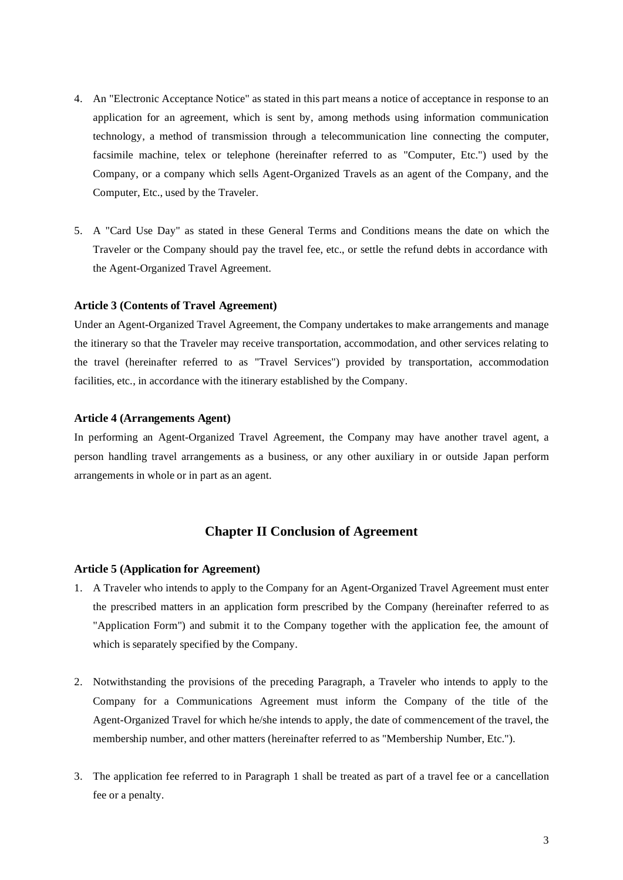4. An "Electronic Acceptance Notice" as stated in this part means a notice of acceptance in response to an application for an agreement, which is sent by, among methods using information communication technology, a method of transmission through a telecommunication line connecting the computer, facsimile machine, telex or telephone (hereinafter referred to as "Computer, Etc.") used by the Company, or a company which sells Agent-Organized Travels as an agent of the Company, and the Computer, Etc., used by the Traveler.

5. A "Card Use Day" as stated in these General Terms and Conditions means the date on which the Traveler or the Company should pay the travel fee, etc., or settle the refund debts in accordance with the Agent-Organized Travel Agreement.

**Article 3 (Contents of Travel Agreement)**

Under an Agent-Organized Travel Agreement, the Company undertakes to make arrangements and manage the itinerary so that the Traveler may receive transportation, accommodation, and other services relating to the travel (hereinafter referred to as "Travel Services") provided by transportation, accommodation facilities, etc., in accordance with the itinerary established by the Company.

**Article 4 (Arrangements Agent)**

In performing an Agent-Organized Travel Agreement, the Company may have another travel agent, a person handling travel arrangements as a business, or any other auxiliary in or outside Japan perform arrangements in whole or in part as an agent.

## Chapter II Conclusion of Agreement

**Article 5 (Application for Agreement)**

1. A Traveler who intends to apply to the Company for an Agent-Organized Travel Agreement must enter the prescribed matters in an application form prescribed by the Company (hereinafter referred to as "Application Form") and submit it to the Company together with the application fee, the amount of which is separately specified by the Company.

2. Notwithstanding the provisions of the preceding Paragraph, a Traveler who intends to apply to the Company for a Communications Agreement must inform the Company of the title of the Agent-Organized Travel for which he/she intends to apply, the date of commencement of the travel, the membership number, and other matters (hereinafter referred to as "Membership Number, Etc.").

3. The application fee referred to in Paragraph 1 shall be treated as part of a travel fee or a cancellation fee or a penalty.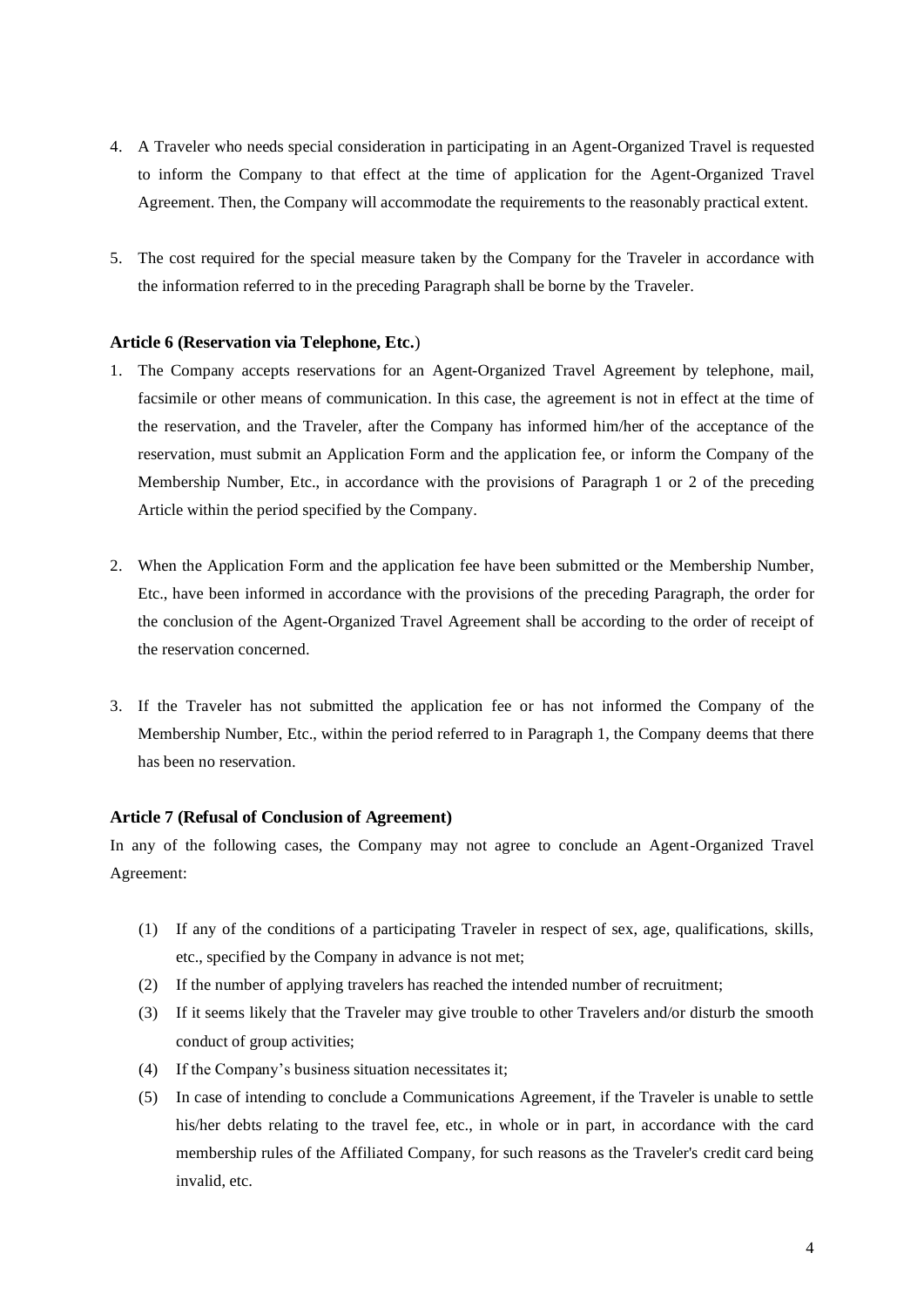4. A Traveler who needs special consideration in participating in an Agent-Organized Travel is requested to inform the Company to that effect at the time of application for the Agent-Organized Travel Agreement. Then, the Company will accommodate the requirements to the reasonably practical extent.

5. The cost required for the special measure taken by the Company for the Traveler in accordance with the information referred to in the preceding Paragraph shall be borne by the Traveler.

**Article 6 (Reservation via Telephone, Etc.**)

1. The Company accepts reservations for an Agent-Organized Travel Agreement by telephone, mail, facsimile or other means of communication. In this case, the agreement is not in effect at the time of the reservation, and the Traveler, after the Company has informed him/her of the acceptance of the reservation, must submit an Application Form and the application fee, or inform the Company of the Membership Number, Etc., in accordance with the provisions of Paragraph 1 or 2 of the preceding Article within the period specified by the Company.

2. When the Application Form and the application fee have been submitted or the Membership Number, Etc., have been informed in accordance with the provisions of the preceding Paragraph, the order for the conclusion of the Agent-Organized Travel Agreement shall be according to the order of receipt of the reservation concerned.

3. If the Traveler has not submitted the application fee or has not informed the Company of the Membership Number, Etc., within the period referred to in Paragraph 1, the Company deems that there has been no reservation.

**Article 7 (Refusal of Conclusion of Agreement)**

In any of the following cases, the Company may not agree to conclude an Agent-Organized Travel Agreement:

(1) If any of the conditions of a participating Traveler in respect of sex, age, qualifications, skills, etc., specified by the Company in advance is not met;
(2) If the number of applying travelers has reached the intended number of recruitment;
(3) If it seems likely that the Traveler may give trouble to other Travelers and/or disturb the smooth conduct of group activities;
(4) If the Company's business situation necessitates it;
(5) In case of intending to conclude a Communications Agreement, if the Traveler is unable to settle his/her debts relating to the travel fee, etc., in whole or in part, in accordance with the card membership rules of the Affiliated Company, for such reasons as the Traveler's credit card being invalid, etc.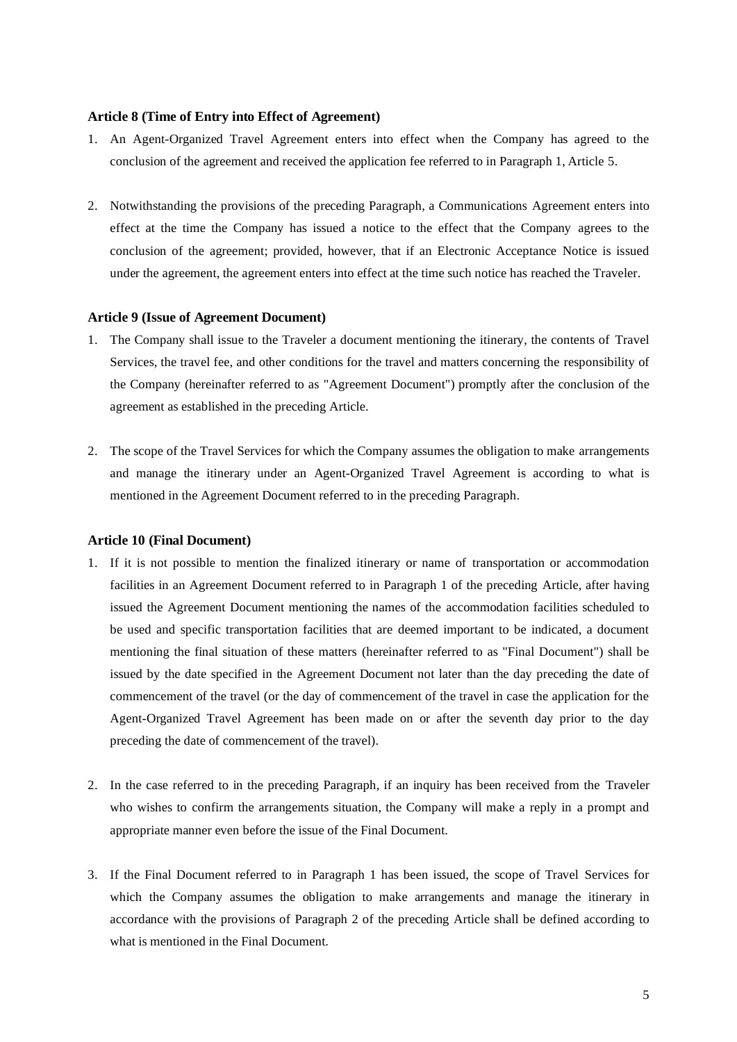**Article 8 (Time of Entry into Effect of Agreement)**

1. An Agent-Organized Travel Agreement enters into effect when the Company has agreed to the conclusion of the agreement and received the application fee referred to in Paragraph 1, Article 5.

2. Notwithstanding the provisions of the preceding Paragraph, a Communications Agreement enters into effect at the time the Company has issued a notice to the effect that the Company agrees to the conclusion of the agreement; provided, however, that if an Electronic Acceptance Notice is issued under the agreement, the agreement enters into effect at the time such notice has reached the Traveler.

**Article 9 (Issue of Agreement Document)**

1. The Company shall issue to the Traveler a document mentioning the itinerary, the contents of Travel Services, the travel fee, and other conditions for the travel and matters concerning the responsibility of the Company (hereinafter referred to as "Agreement Document") promptly after the conclusion of the agreement as established in the preceding Article.

2. The scope of the Travel Services for which the Company assumes the obligation to make arrangements and manage the itinerary under an Agent-Organized Travel Agreement is according to what is mentioned in the Agreement Document referred to in the preceding Paragraph.

**Article 10 (Final Document)**

1. If it is not possible to mention the finalized itinerary or name of transportation or accommodation facilities in an Agreement Document referred to in Paragraph 1 of the preceding Article, after having issued the Agreement Document mentioning the names of the accommodation facilities scheduled to be used and specific transportation facilities that are deemed important to be indicated, a document mentioning the final situation of these matters (hereinafter referred to as "Final Document") shall be issued by the date specified in the Agreement Document not later than the day preceding the date of commencement of the travel (or the day of commencement of the travel in case the application for the Agent-Organized Travel Agreement has been made on or after the seventh day prior to the day preceding the date of commencement of the travel).

2. In the case referred to in the preceding Paragraph, if an inquiry has been received from the Traveler who wishes to confirm the arrangements situation, the Company will make a reply in a prompt and appropriate manner even before the issue of the Final Document.

3. If the Final Document referred to in Paragraph 1 has been issued, the scope of Travel Services for which the Company assumes the obligation to make arrangements and manage the itinerary in accordance with the provisions of Paragraph 2 of the preceding Article shall be defined according to what is mentioned in the Final Document.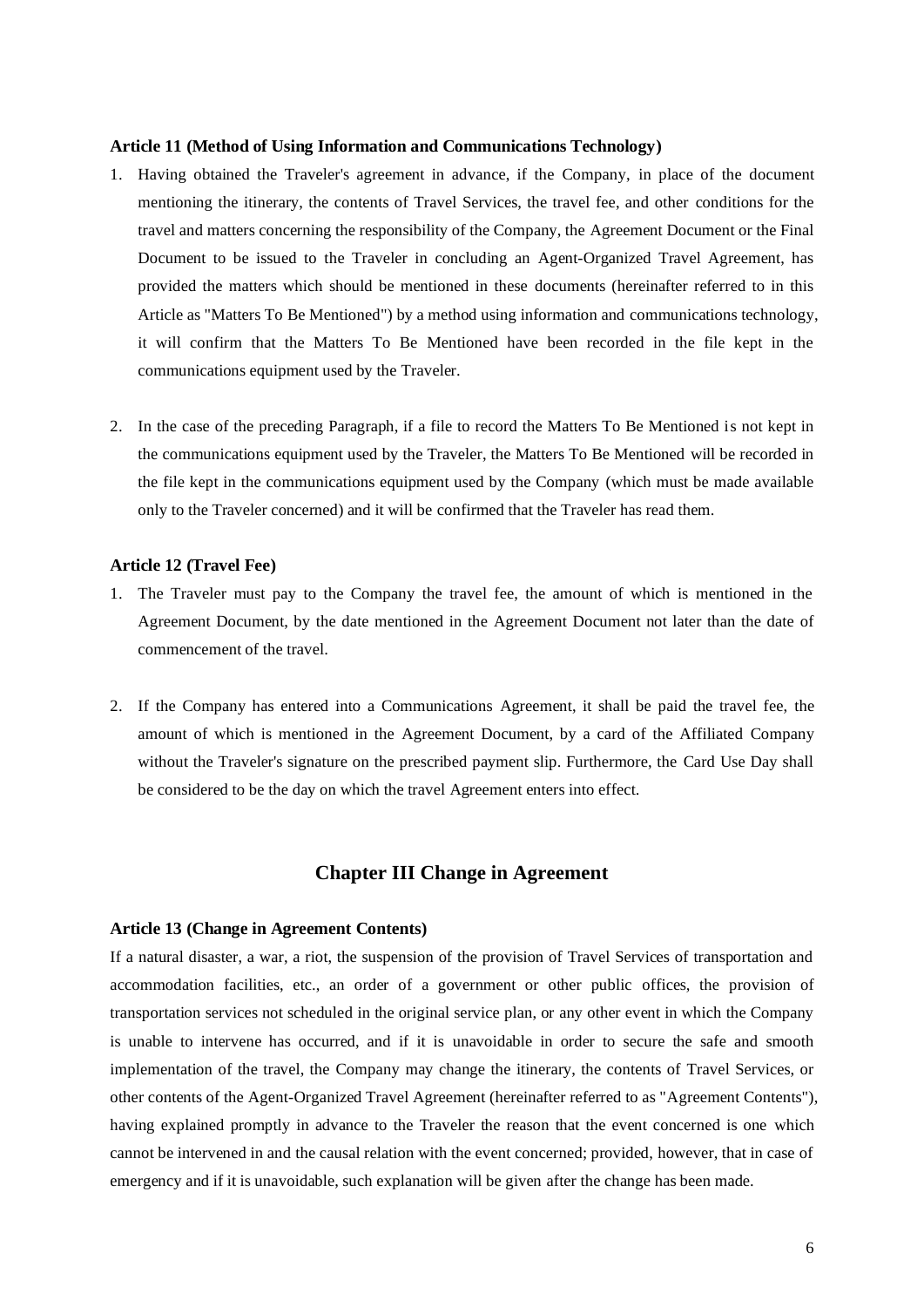**Article 11 (Method of Using Information and Communications Technology)**

1. Having obtained the Traveler's agreement in advance, if the Company, in place of the document mentioning the itinerary, the contents of Travel Services, the travel fee, and other conditions for the travel and matters concerning the responsibility of the Company, the Agreement Document or the Final Document to be issued to the Traveler in concluding an Agent-Organized Travel Agreement, has provided the matters which should be mentioned in these documents (hereinafter referred to in this Article as "Matters To Be Mentioned") by a method using information and communications technology, it will confirm that the Matters To Be Mentioned have been recorded in the file kept in the communications equipment used by the Traveler.

2. In the case of the preceding Paragraph, if a file to record the Matters To Be Mentioned is not kept in the communications equipment used by the Traveler, the Matters To Be Mentioned will be recorded in the file kept in the communications equipment used by the Company (which must be made available only to the Traveler concerned) and it will be confirmed that the Traveler has read them.

**Article 12 (Travel Fee)**

1. The Traveler must pay to the Company the travel fee, the amount of which is mentioned in the Agreement Document, by the date mentioned in the Agreement Document not later than the date of commencement of the travel.

2. If the Company has entered into a Communications Agreement, it shall be paid the travel fee, the amount of which is mentioned in the Agreement Document, by a card of the Affiliated Company without the Traveler's signature on the prescribed payment slip. Furthermore, the Card Use Day shall be considered to be the day on which the travel Agreement enters into effect.

## Chapter III Change in Agreement

**Article 13 (Change in Agreement Contents)**

If a natural disaster, a war, a riot, the suspension of the provision of Travel Services of transportation and accommodation facilities, etc., an order of a government or other public offices, the provision of transportation services not scheduled in the original service plan, or any other event in which the Company is unable to intervene has occurred, and if it is unavoidable in order to secure the safe and smooth implementation of the travel, the Company may change the itinerary, the contents of Travel Services, or other contents of the Agent-Organized Travel Agreement (hereinafter referred to as "Agreement Contents"), having explained promptly in advance to the Traveler the reason that the event concerned is one which cannot be intervened in and the causal relation with the event concerned; provided, however, that in case of emergency and if it is unavoidable, such explanation will be given after the change has been made.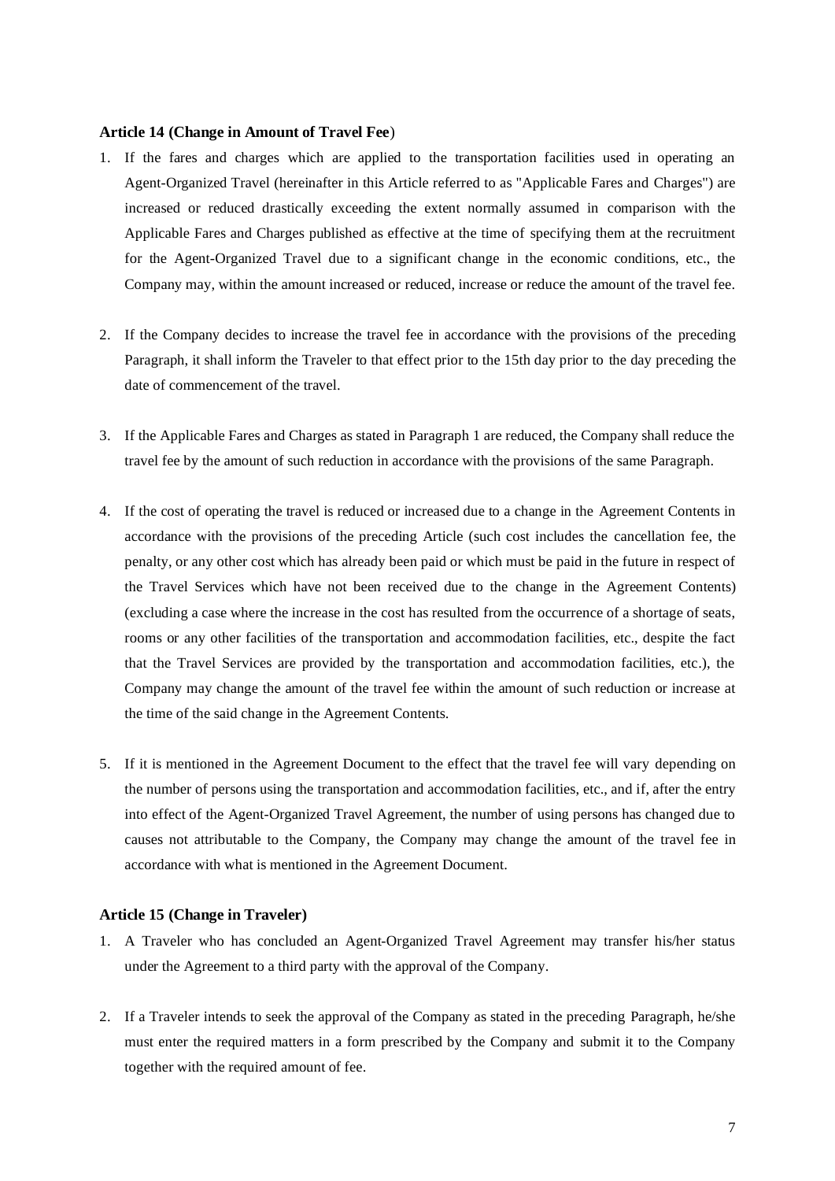### Article 14 (Change in Amount of Travel Fee)

1. If the fares and charges which are applied to the transportation facilities used in operating an Agent-Organized Travel (hereinafter in this Article referred to as "Applicable Fares and Charges") are increased or reduced drastically exceeding the extent normally assumed in comparison with the Applicable Fares and Charges published as effective at the time of specifying them at the recruitment for the Agent-Organized Travel due to a significant change in the economic conditions, etc., the Company may, within the amount increased or reduced, increase or reduce the amount of the travel fee.

2. If the Company decides to increase the travel fee in accordance with the provisions of the preceding Paragraph, it shall inform the Traveler to that effect prior to the 15th day prior to the day preceding the date of commencement of the travel.

3. If the Applicable Fares and Charges as stated in Paragraph 1 are reduced, the Company shall reduce the travel fee by the amount of such reduction in accordance with the provisions of the same Paragraph.

4. If the cost of operating the travel is reduced or increased due to a change in the Agreement Contents in accordance with the provisions of the preceding Article (such cost includes the cancellation fee, the penalty, or any other cost which has already been paid or which must be paid in the future in respect of the Travel Services which have not been received due to the change in the Agreement Contents) (excluding a case where the increase in the cost has resulted from the occurrence of a shortage of seats, rooms or any other facilities of the transportation and accommodation facilities, etc., despite the fact that the Travel Services are provided by the transportation and accommodation facilities, etc.), the Company may change the amount of the travel fee within the amount of such reduction or increase at the time of the said change in the Agreement Contents.

5. If it is mentioned in the Agreement Document to the effect that the travel fee will vary depending on the number of persons using the transportation and accommodation facilities, etc., and if, after the entry into effect of the Agent-Organized Travel Agreement, the number of using persons has changed due to causes not attributable to the Company, the Company may change the amount of the travel fee in accordance with what is mentioned in the Agreement Document.

### Article 15 (Change in Traveler)

1. A Traveler who has concluded an Agent-Organized Travel Agreement may transfer his/her status under the Agreement to a third party with the approval of the Company.

2. If a Traveler intends to seek the approval of the Company as stated in the preceding Paragraph, he/she must enter the required matters in a form prescribed by the Company and submit it to the Company together with the required amount of fee.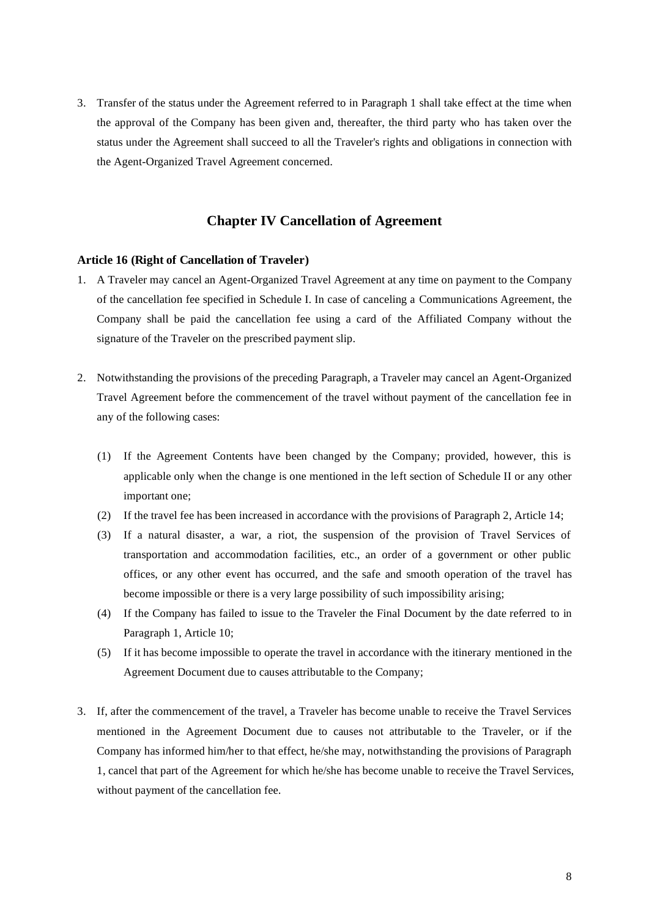3. Transfer of the status under the Agreement referred to in Paragraph 1 shall take effect at the time when the approval of the Company has been given and, thereafter, the third party who has taken over the status under the Agreement shall succeed to all the Traveler's rights and obligations in connection with the Agent-Organized Travel Agreement concerned.

## Chapter IV Cancellation of Agreement

**Article 16 (Right of Cancellation of Traveler)**

1. A Traveler may cancel an Agent-Organized Travel Agreement at any time on payment to the Company of the cancellation fee specified in Schedule I. In case of canceling a Communications Agreement, the Company shall be paid the cancellation fee using a card of the Affiliated Company without the signature of the Traveler on the prescribed payment slip.

2. Notwithstanding the provisions of the preceding Paragraph, a Traveler may cancel an Agent-Organized Travel Agreement before the commencement of the travel without payment of the cancellation fee in any of the following cases:

   (1) If the Agreement Contents have been changed by the Company; provided, however, this is applicable only when the change is one mentioned in the left section of Schedule II or any other important one;
   (2) If the travel fee has been increased in accordance with the provisions of Paragraph 2, Article 14;
   (3) If a natural disaster, a war, a riot, the suspension of the provision of Travel Services of transportation and accommodation facilities, etc., an order of a government or other public offices, or any other event has occurred, and the safe and smooth operation of the travel has become impossible or there is a very large possibility of such impossibility arising;
   (4) If the Company has failed to issue to the Traveler the Final Document by the date referred to in Paragraph 1, Article 10;
   (5) If it has become impossible to operate the travel in accordance with the itinerary mentioned in the Agreement Document due to causes attributable to the Company;

3. If, after the commencement of the travel, a Traveler has become unable to receive the Travel Services mentioned in the Agreement Document due to causes not attributable to the Traveler, or if the Company has informed him/her to that effect, he/she may, notwithstanding the provisions of Paragraph 1, cancel that part of the Agreement for which he/she has become unable to receive the Travel Services, without payment of the cancellation fee.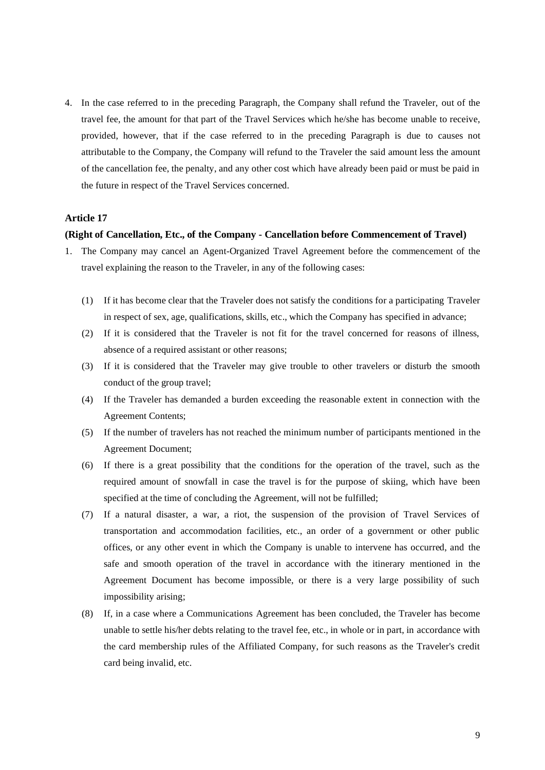4. In the case referred to in the preceding Paragraph, the Company shall refund the Traveler, out of the travel fee, the amount for that part of the Travel Services which he/she has become unable to receive, provided, however, that if the case referred to in the preceding Paragraph is due to causes not attributable to the Company, the Company will refund to the Traveler the said amount less the amount of the cancellation fee, the penalty, and any other cost which have already been paid or must be paid in the future in respect of the Travel Services concerned.

**Article 17**

**(Right of Cancellation, Etc., of the Company - Cancellation before Commencement of Travel)**

1. The Company may cancel an Agent-Organized Travel Agreement before the commencement of the travel explaining the reason to the Traveler, in any of the following cases:

   (1) If it has become clear that the Traveler does not satisfy the conditions for a participating Traveler in respect of sex, age, qualifications, skills, etc., which the Company has specified in advance;

   (2) If it is considered that the Traveler is not fit for the travel concerned for reasons of illness, absence of a required assistant or other reasons;

   (3) If it is considered that the Traveler may give trouble to other travelers or disturb the smooth conduct of the group travel;

   (4) If the Traveler has demanded a burden exceeding the reasonable extent in connection with the Agreement Contents;

   (5) If the number of travelers has not reached the minimum number of participants mentioned in the Agreement Document;

   (6) If there is a great possibility that the conditions for the operation of the travel, such as the required amount of snowfall in case the travel is for the purpose of skiing, which have been specified at the time of concluding the Agreement, will not be fulfilled;

   (7) If a natural disaster, a war, a riot, the suspension of the provision of Travel Services of transportation and accommodation facilities, etc., an order of a government or other public offices, or any other event in which the Company is unable to intervene has occurred, and the safe and smooth operation of the travel in accordance with the itinerary mentioned in the Agreement Document has become impossible, or there is a very large possibility of such impossibility arising;

   (8) If, in a case where a Communications Agreement has been concluded, the Traveler has become unable to settle his/her debts relating to the travel fee, etc., in whole or in part, in accordance with the card membership rules of the Affiliated Company, for such reasons as the Traveler's credit card being invalid, etc.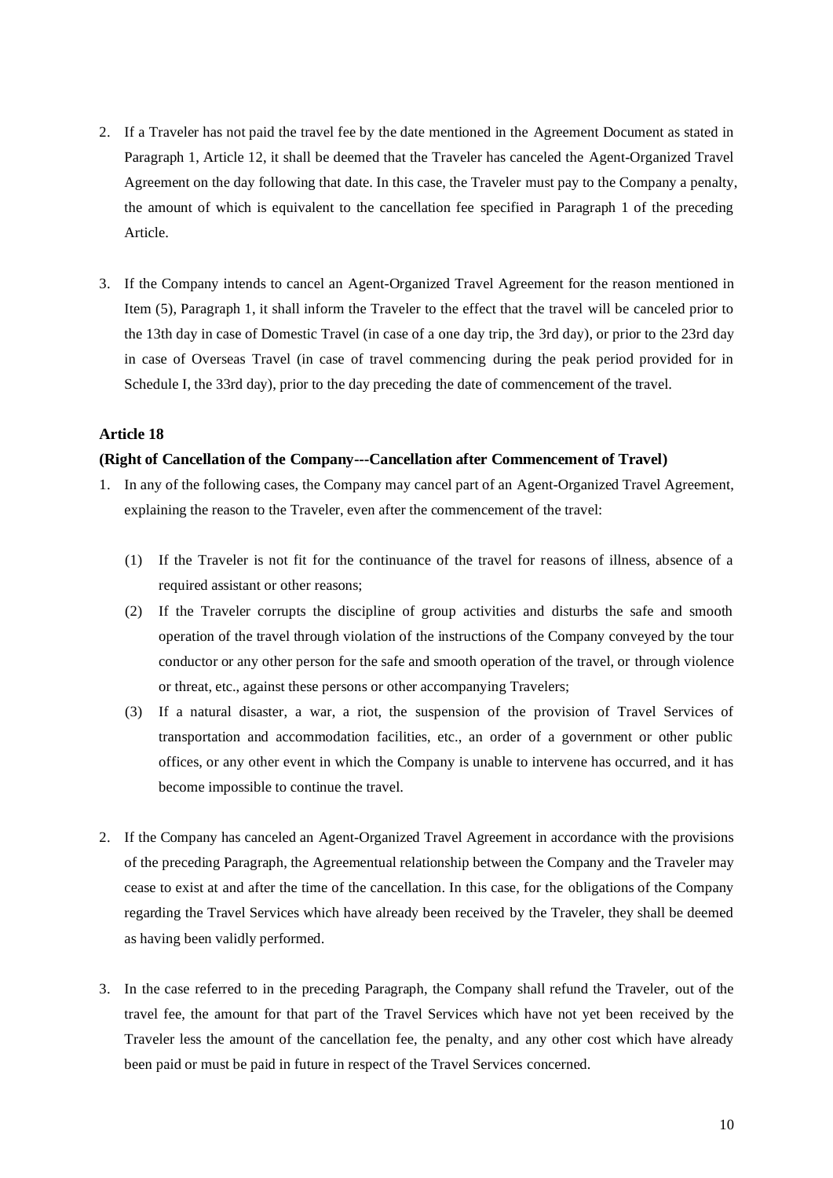2. If a Traveler has not paid the travel fee by the date mentioned in the Agreement Document as stated in Paragraph 1, Article 12, it shall be deemed that the Traveler has canceled the Agent-Organized Travel Agreement on the day following that date. In this case, the Traveler must pay to the Company a penalty, the amount of which is equivalent to the cancellation fee specified in Paragraph 1 of the preceding Article.

3. If the Company intends to cancel an Agent-Organized Travel Agreement for the reason mentioned in Item (5), Paragraph 1, it shall inform the Traveler to the effect that the travel will be canceled prior to the 13th day in case of Domestic Travel (in case of a one day trip, the 3rd day), or prior to the 23rd day in case of Overseas Travel (in case of travel commencing during the peak period provided for in Schedule I, the 33rd day), prior to the day preceding the date of commencement of the travel.

#### Article 18

#### (Right of Cancellation of the Company---Cancellation after Commencement of Travel)

1. In any of the following cases, the Company may cancel part of an Agent-Organized Travel Agreement, explaining the reason to the Traveler, even after the commencement of the travel:

   (1) If the Traveler is not fit for the continuance of the travel for reasons of illness, absence of a required assistant or other reasons;

   (2) If the Traveler corrupts the discipline of group activities and disturbs the safe and smooth operation of the travel through violation of the instructions of the Company conveyed by the tour conductor or any other person for the safe and smooth operation of the travel, or through violence or threat, etc., against these persons or other accompanying Travelers;

   (3) If a natural disaster, a war, a riot, the suspension of the provision of Travel Services of transportation and accommodation facilities, etc., an order of a government or other public offices, or any other event in which the Company is unable to intervene has occurred, and it has become impossible to continue the travel.

2. If the Company has canceled an Agent-Organized Travel Agreement in accordance with the provisions of the preceding Paragraph, the Agreementual relationship between the Company and the Traveler may cease to exist at and after the time of the cancellation. In this case, for the obligations of the Company regarding the Travel Services which have already been received by the Traveler, they shall be deemed as having been validly performed.

3. In the case referred to in the preceding Paragraph, the Company shall refund the Traveler, out of the travel fee, the amount for that part of the Travel Services which have not yet been received by the Traveler less the amount of the cancellation fee, the penalty, and any other cost which have already been paid or must be paid in future in respect of the Travel Services concerned.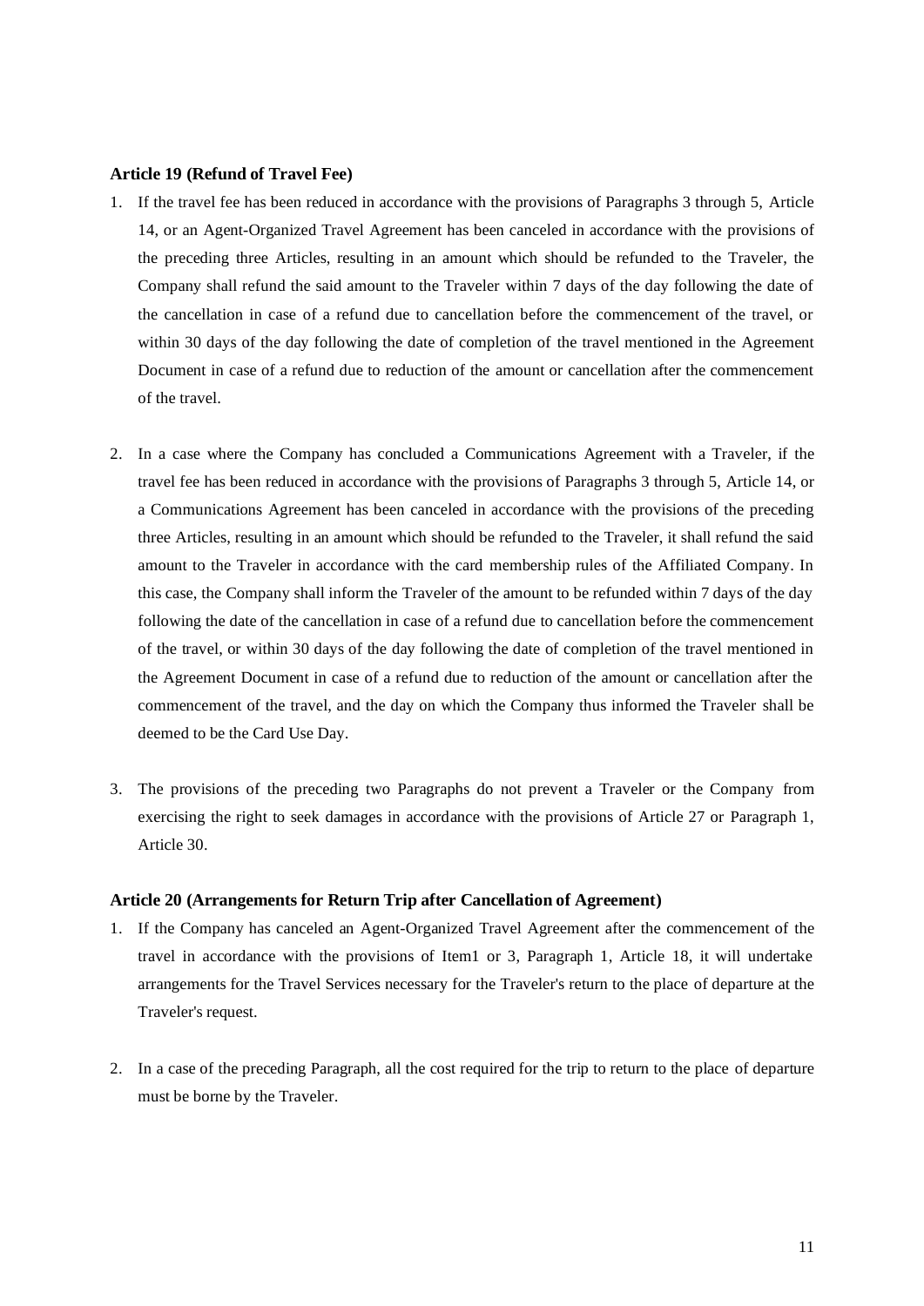**Article 19 (Refund of Travel Fee)**

1. If the travel fee has been reduced in accordance with the provisions of Paragraphs 3 through 5, Article 14, or an Agent-Organized Travel Agreement has been canceled in accordance with the provisions of the preceding three Articles, resulting in an amount which should be refunded to the Traveler, the Company shall refund the said amount to the Traveler within 7 days of the day following the date of the cancellation in case of a refund due to cancellation before the commencement of the travel, or within 30 days of the day following the date of completion of the travel mentioned in the Agreement Document in case of a refund due to reduction of the amount or cancellation after the commencement of the travel.

2. In a case where the Company has concluded a Communications Agreement with a Traveler, if the travel fee has been reduced in accordance with the provisions of Paragraphs 3 through 5, Article 14, or a Communications Agreement has been canceled in accordance with the provisions of the preceding three Articles, resulting in an amount which should be refunded to the Traveler, it shall refund the said amount to the Traveler in accordance with the card membership rules of the Affiliated Company. In this case, the Company shall inform the Traveler of the amount to be refunded within 7 days of the day following the date of the cancellation in case of a refund due to cancellation before the commencement of the travel, or within 30 days of the day following the date of completion of the travel mentioned in the Agreement Document in case of a refund due to reduction of the amount or cancellation after the commencement of the travel, and the day on which the Company thus informed the Traveler shall be deemed to be the Card Use Day.

3. The provisions of the preceding two Paragraphs do not prevent a Traveler or the Company from exercising the right to seek damages in accordance with the provisions of Article 27 or Paragraph 1, Article 30.

**Article 20 (Arrangements for Return Trip after Cancellation of Agreement)**

1. If the Company has canceled an Agent-Organized Travel Agreement after the commencement of the travel in accordance with the provisions of Item1 or 3, Paragraph 1, Article 18, it will undertake arrangements for the Travel Services necessary for the Traveler's return to the place of departure at the Traveler's request.

2. In a case of the preceding Paragraph, all the cost required for the trip to return to the place of departure must be borne by the Traveler.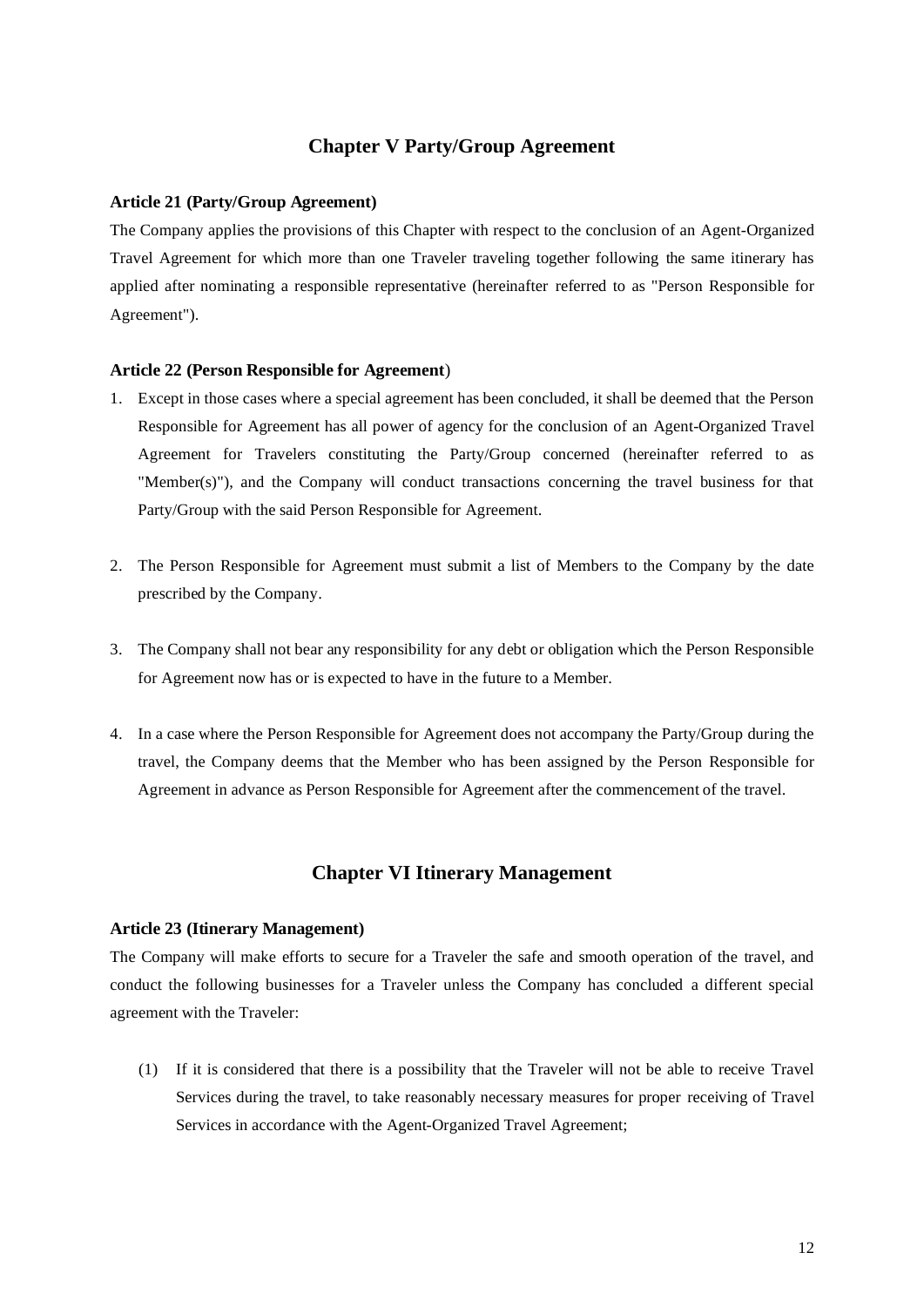## Chapter V Party/Group Agreement

**Article 21 (Party/Group Agreement)**

The Company applies the provisions of this Chapter with respect to the conclusion of an Agent-Organized Travel Agreement for which more than one Traveler traveling together following the same itinerary has applied after nominating a responsible representative (hereinafter referred to as "Person Responsible for Agreement").

**Article 22 (Person Responsible for Agreement)**

1. Except in those cases where a special agreement has been concluded, it shall be deemed that the Person Responsible for Agreement has all power of agency for the conclusion of an Agent-Organized Travel Agreement for Travelers constituting the Party/Group concerned (hereinafter referred to as "Member(s)"), and the Company will conduct transactions concerning the travel business for that Party/Group with the said Person Responsible for Agreement.

2. The Person Responsible for Agreement must submit a list of Members to the Company by the date prescribed by the Company.

3. The Company shall not bear any responsibility for any debt or obligation which the Person Responsible for Agreement now has or is expected to have in the future to a Member.

4. In a case where the Person Responsible for Agreement does not accompany the Party/Group during the travel, the Company deems that the Member who has been assigned by the Person Responsible for Agreement in advance as Person Responsible for Agreement after the commencement of the travel.

## Chapter VI Itinerary Management

**Article 23 (Itinerary Management)**

The Company will make efforts to secure for a Traveler the safe and smooth operation of the travel, and conduct the following businesses for a Traveler unless the Company has concluded a different special agreement with the Traveler:

(1) If it is considered that there is a possibility that the Traveler will not be able to receive Travel Services during the travel, to take reasonably necessary measures for proper receiving of Travel Services in accordance with the Agent-Organized Travel Agreement;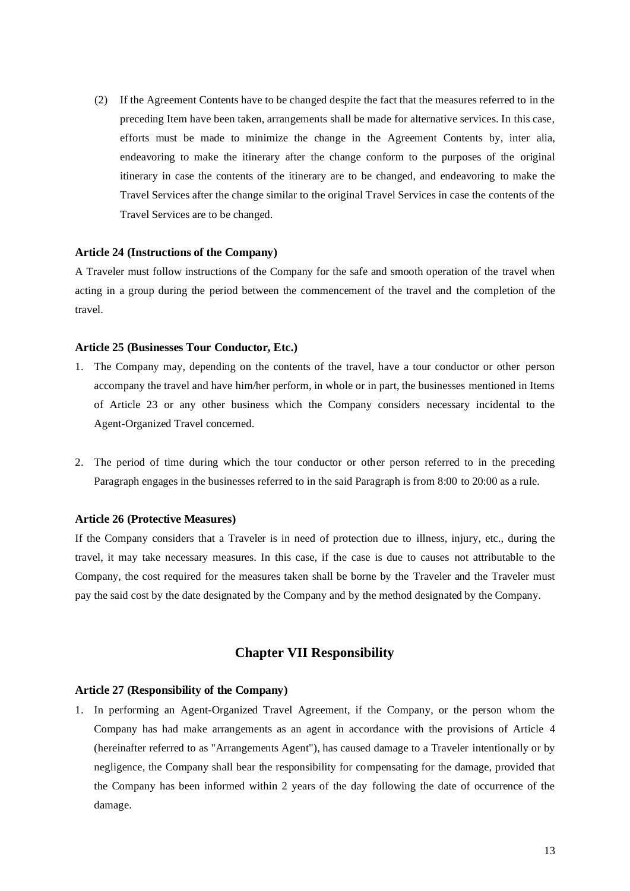(2) If the Agreement Contents have to be changed despite the fact that the measures referred to in the preceding Item have been taken, arrangements shall be made for alternative services. In this case, efforts must be made to minimize the change in the Agreement Contents by, inter alia, endeavoring to make the itinerary after the change conform to the purposes of the original itinerary in case the contents of the itinerary are to be changed, and endeavoring to make the Travel Services after the change similar to the original Travel Services in case the contents of the Travel Services are to be changed.

**Article 24 (Instructions of the Company)**

A Traveler must follow instructions of the Company for the safe and smooth operation of the travel when acting in a group during the period between the commencement of the travel and the completion of the travel.

**Article 25 (Businesses Tour Conductor, Etc.)**

1. The Company may, depending on the contents of the travel, have a tour conductor or other person accompany the travel and have him/her perform, in whole or in part, the businesses mentioned in Items of Article 23 or any other business which the Company considers necessary incidental to the Agent-Organized Travel concerned.

2. The period of time during which the tour conductor or other person referred to in the preceding Paragraph engages in the businesses referred to in the said Paragraph is from 8:00 to 20:00 as a rule.

**Article 26 (Protective Measures)**

If the Company considers that a Traveler is in need of protection due to illness, injury, etc., during the travel, it may take necessary measures. In this case, if the case is due to causes not attributable to the Company, the cost required for the measures taken shall be borne by the Traveler and the Traveler must pay the said cost by the date designated by the Company and by the method designated by the Company.

## Chapter VII Responsibility

**Article 27 (Responsibility of the Company)**

1. In performing an Agent-Organized Travel Agreement, if the Company, or the person whom the Company has had make arrangements as an agent in accordance with the provisions of Article 4 (hereinafter referred to as "Arrangements Agent"), has caused damage to a Traveler intentionally or by negligence, the Company shall bear the responsibility for compensating for the damage, provided that the Company has been informed within 2 years of the day following the date of occurrence of the damage.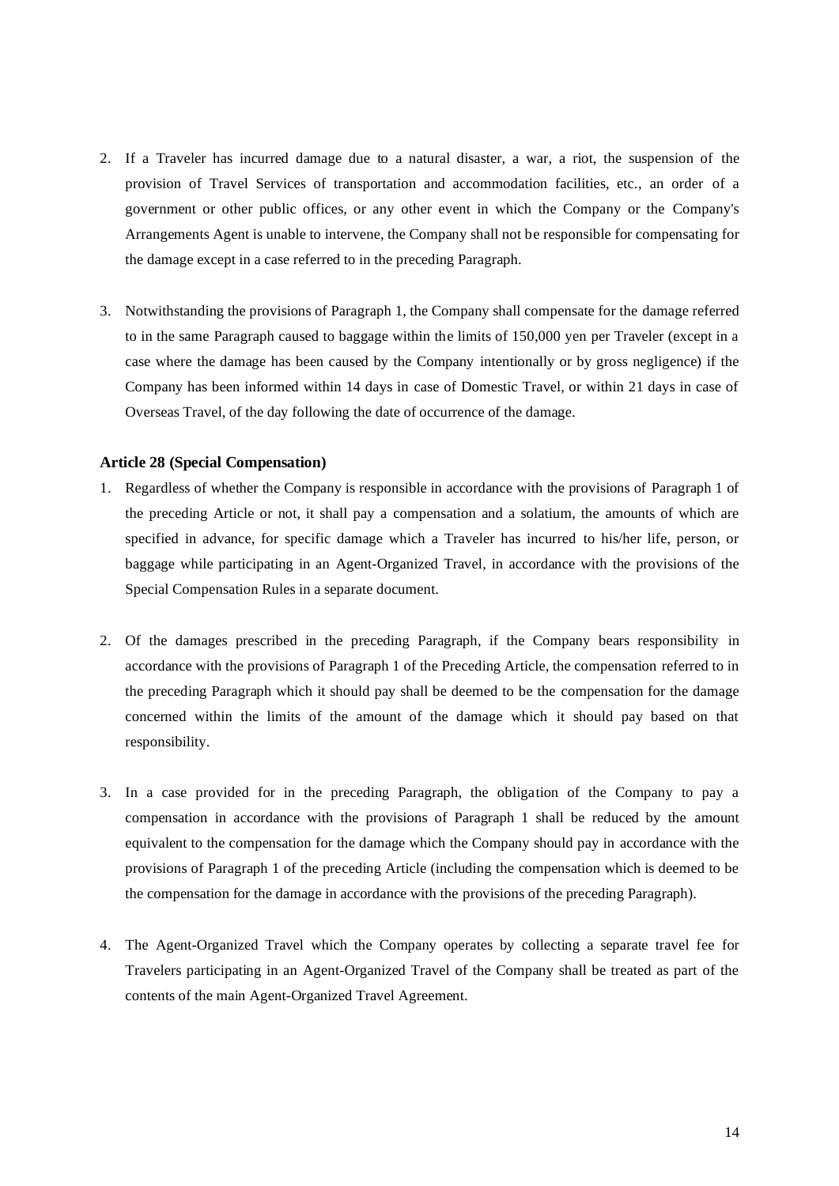2. If a Traveler has incurred damage due to a natural disaster, a war, a riot, the suspension of the provision of Travel Services of transportation and accommodation facilities, etc., an order of a government or other public offices, or any other event in which the Company or the Company's Arrangements Agent is unable to intervene, the Company shall not be responsible for compensating for the damage except in a case referred to in the preceding Paragraph.

3. Notwithstanding the provisions of Paragraph 1, the Company shall compensate for the damage referred to in the same Paragraph caused to baggage within the limits of 150,000 yen per Traveler (except in a case where the damage has been caused by the Company intentionally or by gross negligence) if the Company has been informed within 14 days in case of Domestic Travel, or within 21 days in case of Overseas Travel, of the day following the date of occurrence of the damage.

**Article 28 (Special Compensation)**

1. Regardless of whether the Company is responsible in accordance with the provisions of Paragraph 1 of the preceding Article or not, it shall pay a compensation and a solatium, the amounts of which are specified in advance, for specific damage which a Traveler has incurred to his/her life, person, or baggage while participating in an Agent-Organized Travel, in accordance with the provisions of the Special Compensation Rules in a separate document.

2. Of the damages prescribed in the preceding Paragraph, if the Company bears responsibility in accordance with the provisions of Paragraph 1 of the Preceding Article, the compensation referred to in the preceding Paragraph which it should pay shall be deemed to be the compensation for the damage concerned within the limits of the amount of the damage which it should pay based on that responsibility.

3. In a case provided for in the preceding Paragraph, the obligation of the Company to pay a compensation in accordance with the provisions of Paragraph 1 shall be reduced by the amount equivalent to the compensation for the damage which the Company should pay in accordance with the provisions of Paragraph 1 of the preceding Article (including the compensation which is deemed to be the compensation for the damage in accordance with the provisions of the preceding Paragraph).

4. The Agent-Organized Travel which the Company operates by collecting a separate travel fee for Travelers participating in an Agent-Organized Travel of the Company shall be treated as part of the contents of the main Agent-Organized Travel Agreement.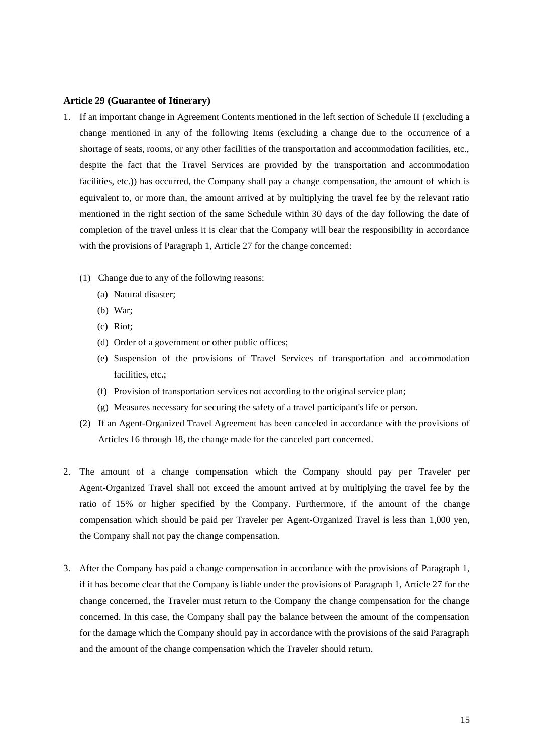**Article 29 (Guarantee of Itinerary)**

1. If an important change in Agreement Contents mentioned in the left section of Schedule II (excluding a change mentioned in any of the following Items (excluding a change due to the occurrence of a shortage of seats, rooms, or any other facilities of the transportation and accommodation facilities, etc., despite the fact that the Travel Services are provided by the transportation and accommodation facilities, etc.)) has occurred, the Company shall pay a change compensation, the amount of which is equivalent to, or more than, the amount arrived at by multiplying the travel fee by the relevant ratio mentioned in the right section of the same Schedule within 30 days of the day following the date of completion of the travel unless it is clear that the Company will bear the responsibility in accordance with the provisions of Paragraph 1, Article 27 for the change concerned:

   (1) Change due to any of the following reasons:
      (a) Natural disaster;
      (b) War;
      (c) Riot;
      (d) Order of a government or other public offices;
      (e) Suspension of the provisions of Travel Services of transportation and accommodation facilities, etc.;
      (f) Provision of transportation services not according to the original service plan;
      (g) Measures necessary for securing the safety of a travel participant's life or person.

   (2) If an Agent-Organized Travel Agreement has been canceled in accordance with the provisions of Articles 16 through 18, the change made for the canceled part concerned.

2. The amount of a change compensation which the Company should pay per Traveler per Agent-Organized Travel shall not exceed the amount arrived at by multiplying the travel fee by the ratio of 15% or higher specified by the Company. Furthermore, if the amount of the change compensation which should be paid per Traveler per Agent-Organized Travel is less than 1,000 yen, the Company shall not pay the change compensation.

3. After the Company has paid a change compensation in accordance with the provisions of Paragraph 1, if it has become clear that the Company is liable under the provisions of Paragraph 1, Article 27 for the change concerned, the Traveler must return to the Company the change compensation for the change concerned. In this case, the Company shall pay the balance between the amount of the compensation for the damage which the Company should pay in accordance with the provisions of the said Paragraph and the amount of the change compensation which the Traveler should return.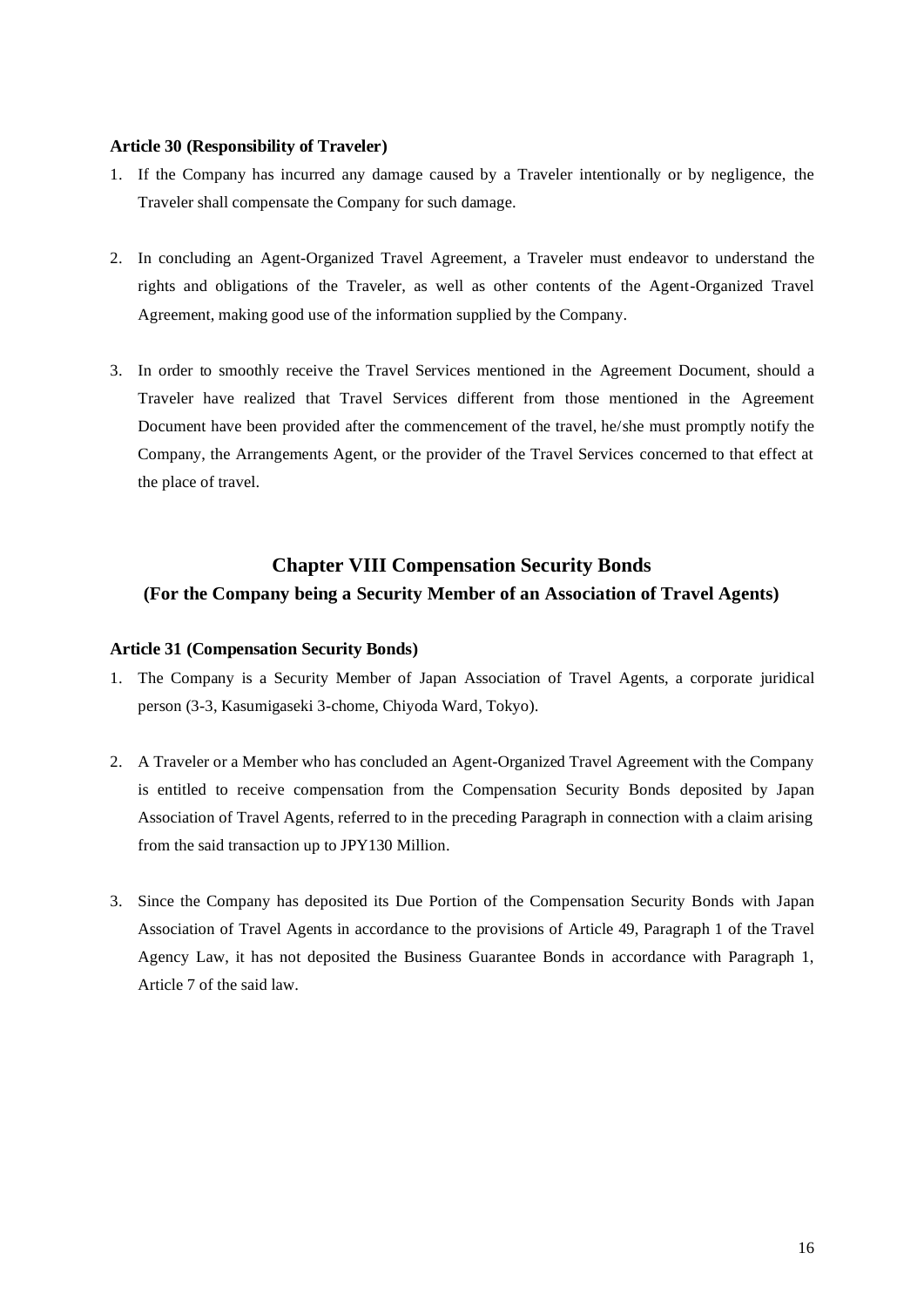**Article 30 (Responsibility of Traveler)**

1. If the Company has incurred any damage caused by a Traveler intentionally or by negligence, the Traveler shall compensate the Company for such damage.

2. In concluding an Agent-Organized Travel Agreement, a Traveler must endeavor to understand the rights and obligations of the Traveler, as well as other contents of the Agent-Organized Travel Agreement, making good use of the information supplied by the Company.

3. In order to smoothly receive the Travel Services mentioned in the Agreement Document, should a Traveler have realized that Travel Services different from those mentioned in the Agreement Document have been provided after the commencement of the travel, he/she must promptly notify the Company, the Arrangements Agent, or the provider of the Travel Services concerned to that effect at the place of travel.

## Chapter VIII Compensation Security Bonds

### (For the Company being a Security Member of an Association of Travel Agents)

**Article 31 (Compensation Security Bonds)**

1. The Company is a Security Member of Japan Association of Travel Agents, a corporate juridical person (3-3, Kasumigaseki 3-chome, Chiyoda Ward, Tokyo).

2. A Traveler or a Member who has concluded an Agent-Organized Travel Agreement with the Company is entitled to receive compensation from the Compensation Security Bonds deposited by Japan Association of Travel Agents, referred to in the preceding Paragraph in connection with a claim arising from the said transaction up to JPY130 Million.

3. Since the Company has deposited its Due Portion of the Compensation Security Bonds with Japan Association of Travel Agents in accordance to the provisions of Article 49, Paragraph 1 of the Travel Agency Law, it has not deposited the Business Guarantee Bonds in accordance with Paragraph 1, Article 7 of the said law.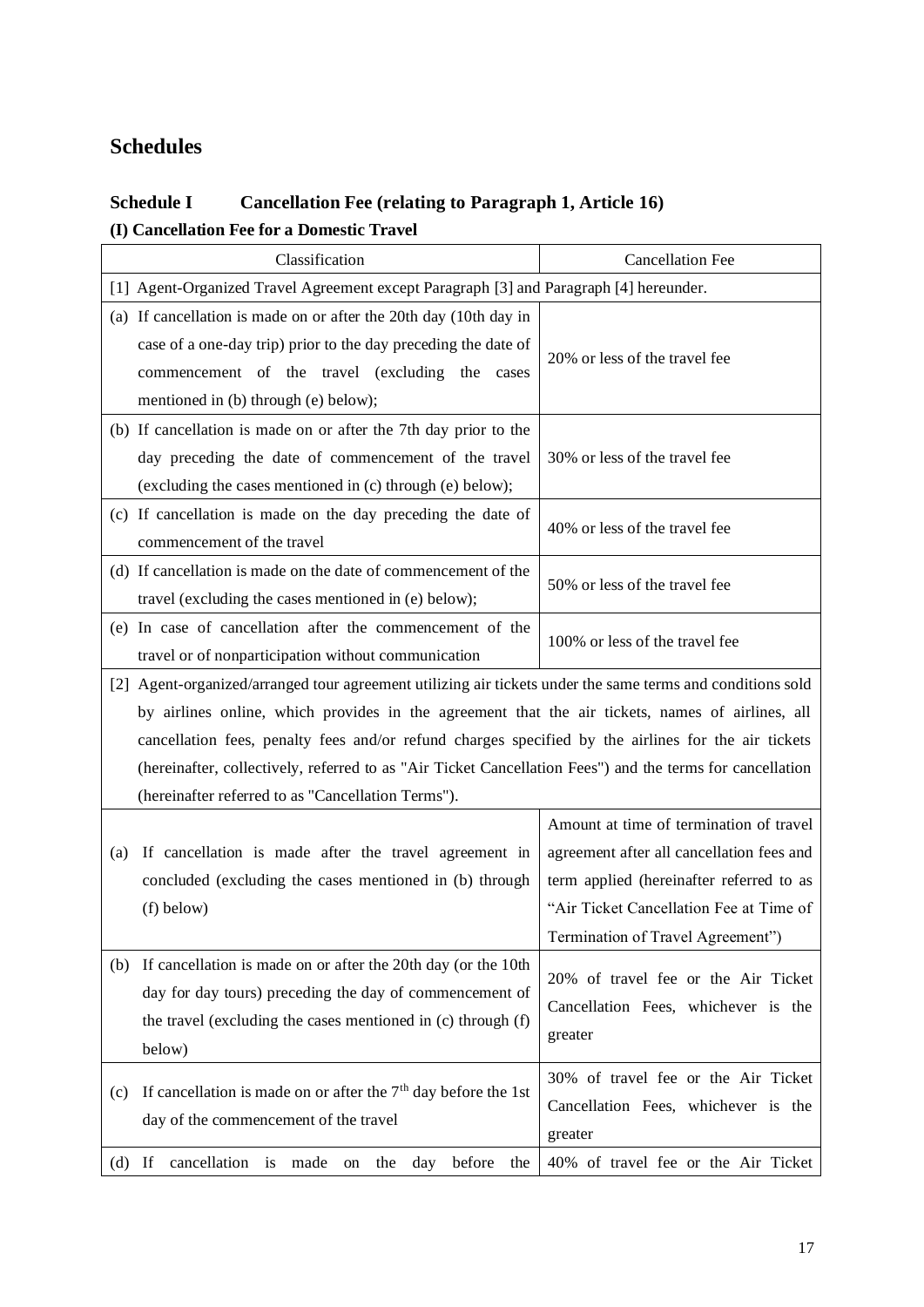## Schedules

### Schedule I Cancellation Fee (relating to Paragraph 1, Article 16)

#### (I) Cancellation Fee for a Domestic Travel

| Classification | Cancellation Fee |
|---|---|
| [1] Agent-Organized Travel Agreement except Paragraph [3] and Paragraph [4] hereunder. | |
| (a) If cancellation is made on or after the 20th day (10th day in case of a one-day trip) prior to the day preceding the date of commencement of the travel (excluding the cases mentioned in (b) through (e) below); | 20% or less of the travel fee |
| (b) If cancellation is made on or after the 7th day prior to the day preceding the date of commencement of the travel (excluding the cases mentioned in (c) through (e) below); | 30% or less of the travel fee |
| (c) If cancellation is made on the day preceding the date of commencement of the travel | 40% or less of the travel fee |
| (d) If cancellation is made on the date of commencement of the travel (excluding the cases mentioned in (e) below); | 50% or less of the travel fee |
| (e) In case of cancellation after the commencement of the travel or of nonparticipation without communication | 100% or less of the travel fee |
| [2] Agent-organized/arranged tour agreement utilizing air tickets under the same terms and conditions sold by airlines online, which provides in the agreement that the air tickets, names of airlines, all cancellation fees, penalty fees and/or refund charges specified by the airlines for the air tickets (hereinafter, collectively, referred to as "Air Ticket Cancellation Fees") and the terms for cancellation (hereinafter referred to as "Cancellation Terms"). | |
| (a) If cancellation is made after the travel agreement in concluded (excluding the cases mentioned in (b) through (f) below) | Amount at time of termination of travel agreement after all cancellation fees and term applied (hereinafter referred to as "Air Ticket Cancellation Fee at Time of Termination of Travel Agreement") |
| (b) If cancellation is made on or after the 20th day (or the 10th day for day tours) preceding the day of commencement of the travel (excluding the cases mentioned in (c) through (f) below) | 20% of travel fee or the Air Ticket Cancellation Fees, whichever is the greater |
| (c) If cancellation is made on or after the 7th day before the 1st day of the commencement of the travel | 30% of travel fee or the Air Ticket Cancellation Fees, whichever is the greater |
| (d) If cancellation is made on the day before the | 40% of travel fee or the Air Ticket |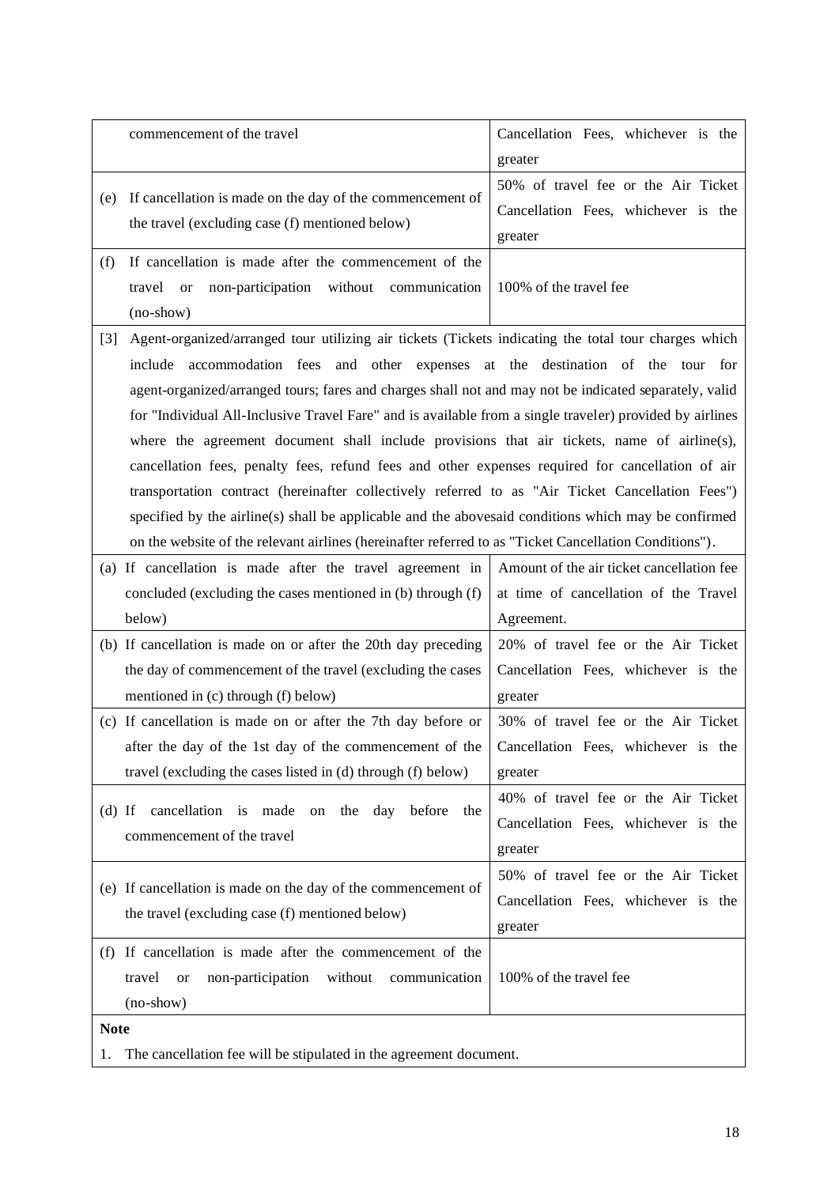| | |
|---|---|
| commencement of the travel | Cancellation Fees, whichever is the greater |
| (e) If cancellation is made on the day of the commencement of the travel (excluding case (f) mentioned below) | 50% of travel fee or the Air Ticket Cancellation Fees, whichever is the greater |
| (f) If cancellation is made after the commencement of the travel or non-participation without communication (no-show) | 100% of the travel fee |
| [3] Agent-organized/arranged tour utilizing air tickets (Tickets indicating the total tour charges which include accommodation fees and other expenses at the destination of the tour for agent-organized/arranged tours; fares and charges shall not and may not be indicated separately, valid for "Individual All-Inclusive Travel Fare" and is available from a single traveler) provided by airlines where the agreement document shall include provisions that air tickets, name of airline(s), cancellation fees, penalty fees, refund fees and other expenses required for cancellation of air transportation contract (hereinafter collectively referred to as "Air Ticket Cancellation Fees") specified by the airline(s) shall be applicable and the abovesaid conditions which may be confirmed on the website of the relevant airlines (hereinafter referred to as "Ticket Cancellation Conditions"). | |
| (a) If cancellation is made after the travel agreement in concluded (excluding the cases mentioned in (b) through (f) below) | Amount of the air ticket cancellation fee at time of cancellation of the Travel Agreement. |
| (b) If cancellation is made on or after the 20th day preceding the day of commencement of the travel (excluding the cases mentioned in (c) through (f) below) | 20% of travel fee or the Air Ticket Cancellation Fees, whichever is the greater |
| (c) If cancellation is made on or after the 7th day before or after the day of the 1st day of the commencement of the travel (excluding the cases listed in (d) through (f) below) | 30% of travel fee or the Air Ticket Cancellation Fees, whichever is the greater |
| (d) If cancellation is made on the day before the commencement of the travel | 40% of travel fee or the Air Ticket Cancellation Fees, whichever is the greater |
| (e) If cancellation is made on the day of the commencement of the travel (excluding case (f) mentioned below) | 50% of travel fee or the Air Ticket Cancellation Fees, whichever is the greater |
| (f) If cancellation is made after the commencement of the travel or non-participation without communication (no-show) | 100% of the travel fee |
| **Note** | |
| 1. The cancellation fee will be stipulated in the agreement document. | |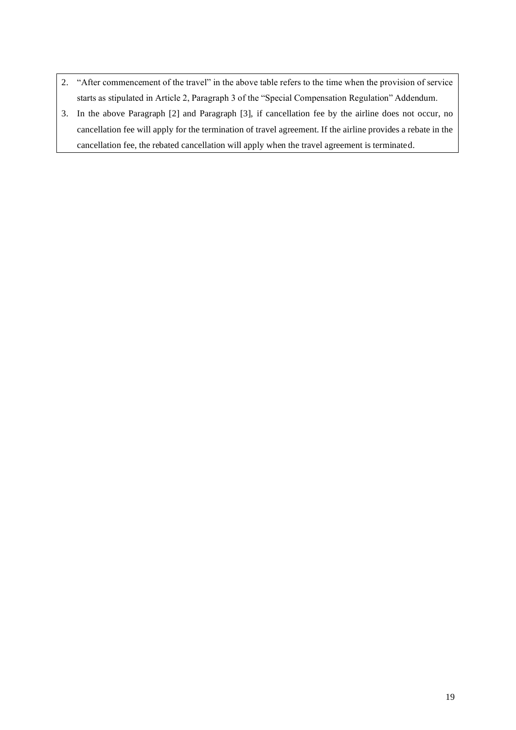2. "After commencement of the travel" in the above table refers to the time when the provision of service starts as stipulated in Article 2, Paragraph 3 of the "Special Compensation Regulation" Addendum.
3. In the above Paragraph [2] and Paragraph [3], if cancellation fee by the airline does not occur, no cancellation fee will apply for the termination of travel agreement. If the airline provides a rebate in the cancellation fee, the rebated cancellation will apply when the travel agreement is terminated.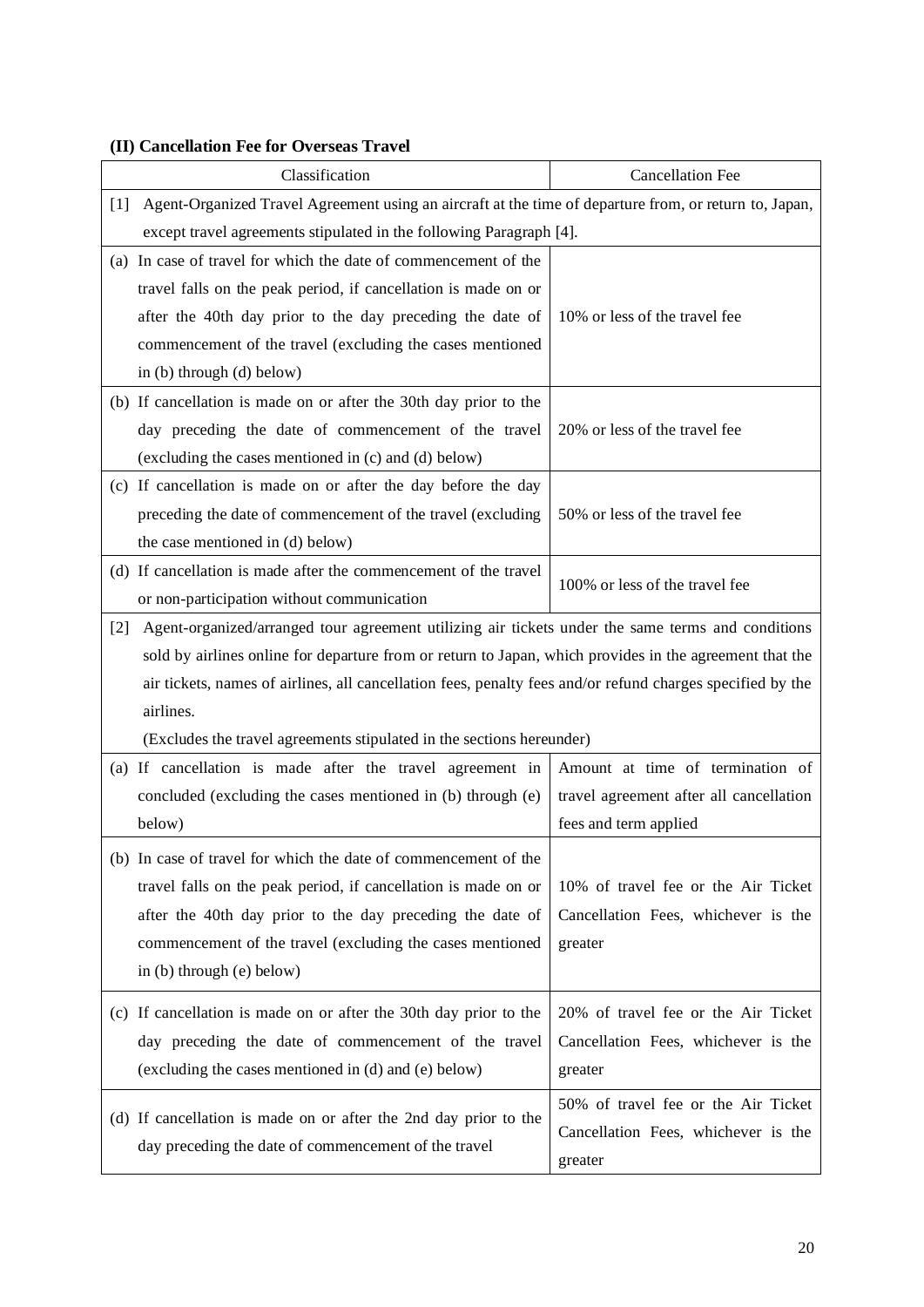**(II) Cancellation Fee for Overseas Travel**

| Classification | Cancellation Fee |
|---|---|
| [1] Agent-Organized Travel Agreement using an aircraft at the time of departure from, or return to, Japan, except travel agreements stipulated in the following Paragraph [4]. | |
| (a) In case of travel for which the date of commencement of the travel falls on the peak period, if cancellation is made on or after the 40th day prior to the day preceding the date of commencement of the travel (excluding the cases mentioned in (b) through (d) below) | 10% or less of the travel fee |
| (b) If cancellation is made on or after the 30th day prior to the day preceding the date of commencement of the travel (excluding the cases mentioned in (c) and (d) below) | 20% or less of the travel fee |
| (c) If cancellation is made on or after the day before the day preceding the date of commencement of the travel (excluding the case mentioned in (d) below) | 50% or less of the travel fee |
| (d) If cancellation is made after the commencement of the travel or non-participation without communication | 100% or less of the travel fee |
| [2] Agent-organized/arranged tour agreement utilizing air tickets under the same terms and conditions sold by airlines online for departure from or return to Japan, which provides in the agreement that the air tickets, names of airlines, all cancellation fees, penalty fees and/or refund charges specified by the airlines.<br>(Excludes the travel agreements stipulated in the sections hereunder) | |
| (a) If cancellation is made after the travel agreement in concluded (excluding the cases mentioned in (b) through (e) below) | Amount at time of termination of travel agreement after all cancellation fees and term applied |
| (b) In case of travel for which the date of commencement of the travel falls on the peak period, if cancellation is made on or after the 40th day prior to the day preceding the date of commencement of the travel (excluding the cases mentioned in (b) through (e) below) | 10% of travel fee or the Air Ticket Cancellation Fees, whichever is the greater |
| (c) If cancellation is made on or after the 30th day prior to the day preceding the date of commencement of the travel (excluding the cases mentioned in (d) and (e) below) | 20% of travel fee or the Air Ticket Cancellation Fees, whichever is the greater |
| (d) If cancellation is made on or after the 2nd day prior to the day preceding the date of commencement of the travel | 50% of travel fee or the Air Ticket Cancellation Fees, whichever is the greater |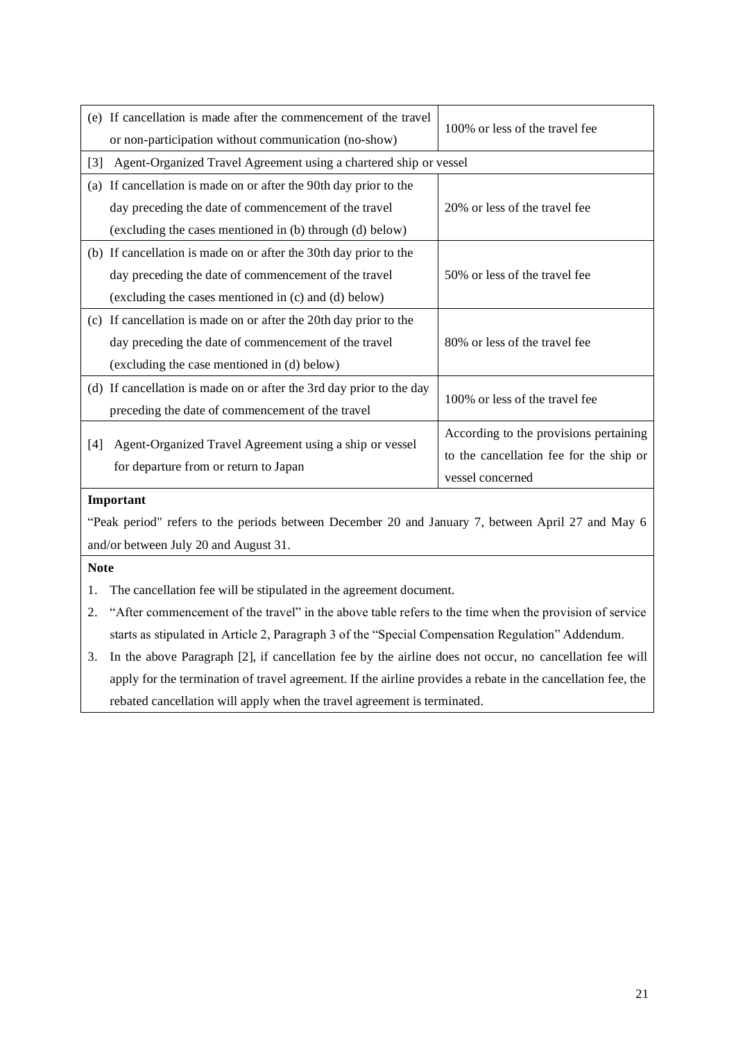| Condition | Cancellation fee |
| --- | --- |
| (e) If cancellation is made after the commencement of the travel or non-participation without communication (no-show) | 100% or less of the travel fee |
| [3] Agent-Organized Travel Agreement using a chartered ship or vessel | |
| (a) If cancellation is made on or after the 90th day prior to the day preceding the date of commencement of the travel (excluding the cases mentioned in (b) through (d) below) | 20% or less of the travel fee |
| (b) If cancellation is made on or after the 30th day prior to the day preceding the date of commencement of the travel (excluding the cases mentioned in (c) and (d) below) | 50% or less of the travel fee |
| (c) If cancellation is made on or after the 20th day prior to the day preceding the date of commencement of the travel (excluding the case mentioned in (d) below) | 80% or less of the travel fee |
| (d) If cancellation is made on or after the 3rd day prior to the day preceding the date of commencement of the travel | 100% or less of the travel fee |
| [4] Agent-Organized Travel Agreement using a ship or vessel for departure from or return to Japan | According to the provisions pertaining to the cancellation fee for the ship or vessel concerned |

**Important**

"Peak period" refers to the periods between December 20 and January 7, between April 27 and May 6 and/or between July 20 and August 31.

**Note**

1. The cancellation fee will be stipulated in the agreement document.
2. "After commencement of the travel" in the above table refers to the time when the provision of service starts as stipulated in Article 2, Paragraph 3 of the "Special Compensation Regulation" Addendum.
3. In the above Paragraph [2], if cancellation fee by the airline does not occur, no cancellation fee will apply for the termination of travel agreement. If the airline provides a rebate in the cancellation fee, the rebated cancellation will apply when the travel agreement is terminated.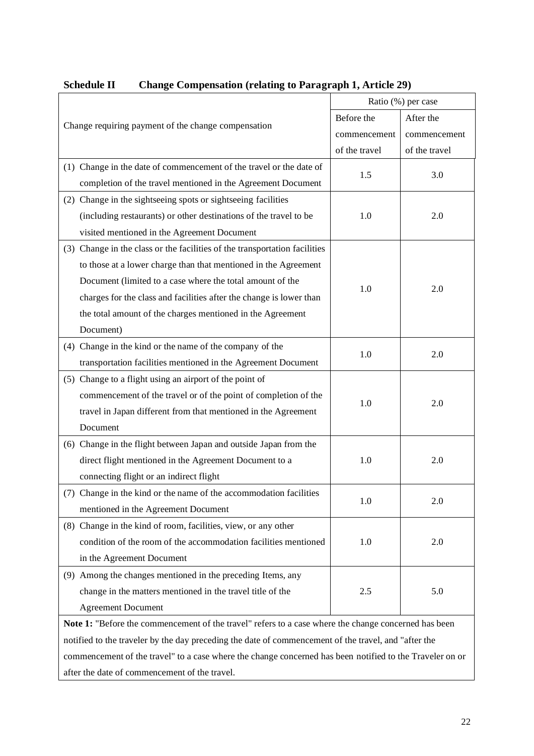**Schedule II Change Compensation (relating to Paragraph 1, Article 29)**

| Change requiring payment of the change compensation | Ratio (%) per case | |
|---|---|---|
| | Before the commencement of the travel | After the commencement of the travel |
| (1) Change in the date of commencement of the travel or the date of completion of the travel mentioned in the Agreement Document | 1.5 | 3.0 |
| (2) Change in the sightseeing spots or sightseeing facilities (including restaurants) or other destinations of the travel to be visited mentioned in the Agreement Document | 1.0 | 2.0 |
| (3) Change in the class or the facilities of the transportation facilities to those at a lower charge than that mentioned in the Agreement Document (limited to a case where the total amount of the charges for the class and facilities after the change is lower than the total amount of the charges mentioned in the Agreement Document) | 1.0 | 2.0 |
| (4) Change in the kind or the name of the company of the transportation facilities mentioned in the Agreement Document | 1.0 | 2.0 |
| (5) Change to a flight using an airport of the point of commencement of the travel or of the point of completion of the travel in Japan different from that mentioned in the Agreement Document | 1.0 | 2.0 |
| (6) Change in the flight between Japan and outside Japan from the direct flight mentioned in the Agreement Document to a connecting flight or an indirect flight | 1.0 | 2.0 |
| (7) Change in the kind or the name of the accommodation facilities mentioned in the Agreement Document | 1.0 | 2.0 |
| (8) Change in the kind of room, facilities, view, or any other condition of the room of the accommodation facilities mentioned in the Agreement Document | 1.0 | 2.0 |
| (9) Among the changes mentioned in the preceding Items, any change in the matters mentioned in the travel title of the Agreement Document | 2.5 | 5.0 |

**Note 1:** "Before the commencement of the travel" refers to a case where the change concerned has been notified to the traveler by the day preceding the date of commencement of the travel, and "after the commencement of the travel" to a case where the change concerned has been notified to the Traveler on or after the date of commencement of the travel.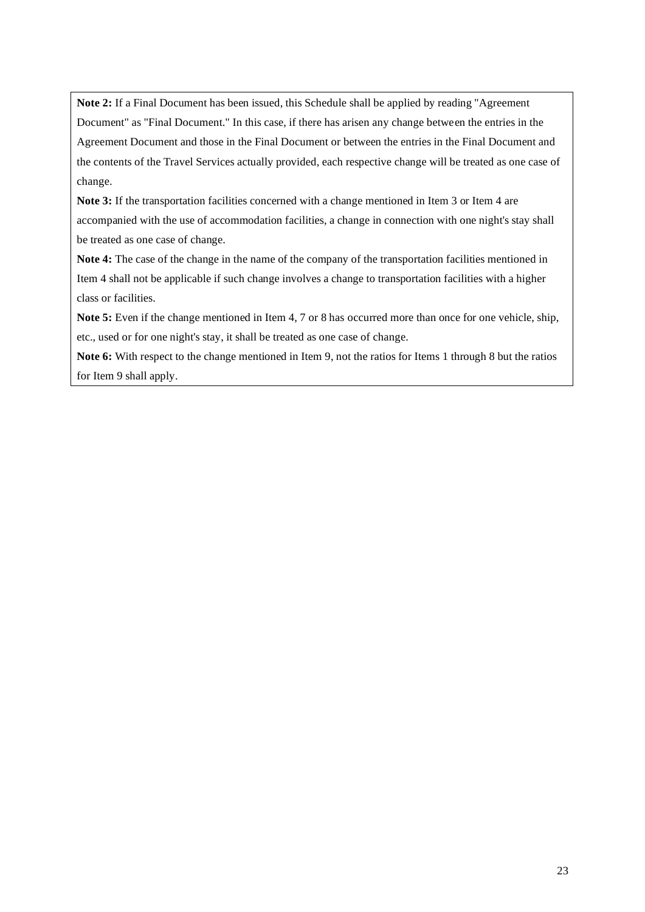**Note 2:** If a Final Document has been issued, this Schedule shall be applied by reading "Agreement Document" as "Final Document." In this case, if there has arisen any change between the entries in the Agreement Document and those in the Final Document or between the entries in the Final Document and the contents of the Travel Services actually provided, each respective change will be treated as one case of change.

**Note 3:** If the transportation facilities concerned with a change mentioned in Item 3 or Item 4 are accompanied with the use of accommodation facilities, a change in connection with one night's stay shall be treated as one case of change.

**Note 4:** The case of the change in the name of the company of the transportation facilities mentioned in Item 4 shall not be applicable if such change involves a change to transportation facilities with a higher class or facilities.

**Note 5:** Even if the change mentioned in Item 4, 7 or 8 has occurred more than once for one vehicle, ship, etc., used or for one night's stay, it shall be treated as one case of change.

**Note 6:** With respect to the change mentioned in Item 9, not the ratios for Items 1 through 8 but the ratios for Item 9 shall apply.